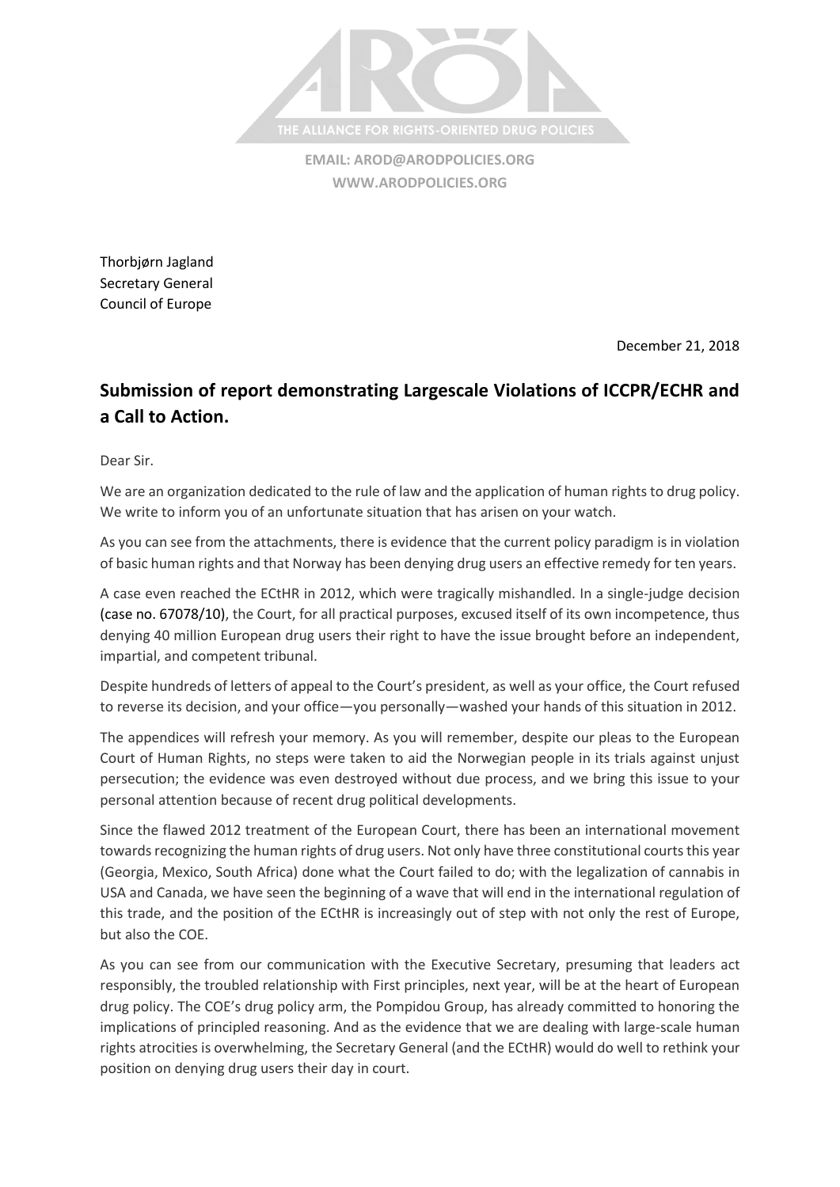THE ALLIANCE FOR RIGHTS-ORIENTED DRUG POLICIES

**EMAIL: AROD@ARODPOLICIES.ORG**
**WWW.ARODPOLICIES.ORG**

Thorbjørn Jagland
Secretary General
Council of Europe

December 21, 2018

## Submission of report demonstrating Largescale Violations of ICCPR/ECHR and a Call to Action.

Dear Sir.

We are an organization dedicated to the rule of law and the application of human rights to drug policy. We write to inform you of an unfortunate situation that has arisen on your watch.

As you can see from the attachments, there is evidence that the current policy paradigm is in violation of basic human rights and that Norway has been denying drug users an effective remedy for ten years.

A case even reached the ECtHR in 2012, which were tragically mishandled. In a single-judge decision (case no. 67078/10), the Court, for all practical purposes, excused itself of its own incompetence, thus denying 40 million European drug users their right to have the issue brought before an independent, impartial, and competent tribunal.

Despite hundreds of letters of appeal to the Court's president, as well as your office, the Court refused to reverse its decision, and your office—you personally—washed your hands of this situation in 2012.

The appendices will refresh your memory. As you will remember, despite our pleas to the European Court of Human Rights, no steps were taken to aid the Norwegian people in its trials against unjust persecution; the evidence was even destroyed without due process, and we bring this issue to your personal attention because of recent drug political developments.

Since the flawed 2012 treatment of the European Court, there has been an international movement towards recognizing the human rights of drug users. Not only have three constitutional courts this year (Georgia, Mexico, South Africa) done what the Court failed to do; with the legalization of cannabis in USA and Canada, we have seen the beginning of a wave that will end in the international regulation of this trade, and the position of the ECtHR is increasingly out of step with not only the rest of Europe, but also the COE.

As you can see from our communication with the Executive Secretary, presuming that leaders act responsibly, the troubled relationship with First principles, next year, will be at the heart of European drug policy. The COE's drug policy arm, the Pompidou Group, has already committed to honoring the implications of principled reasoning. And as the evidence that we are dealing with large-scale human rights atrocities is overwhelming, the Secretary General (and the ECtHR) would do well to rethink your position on denying drug users their day in court.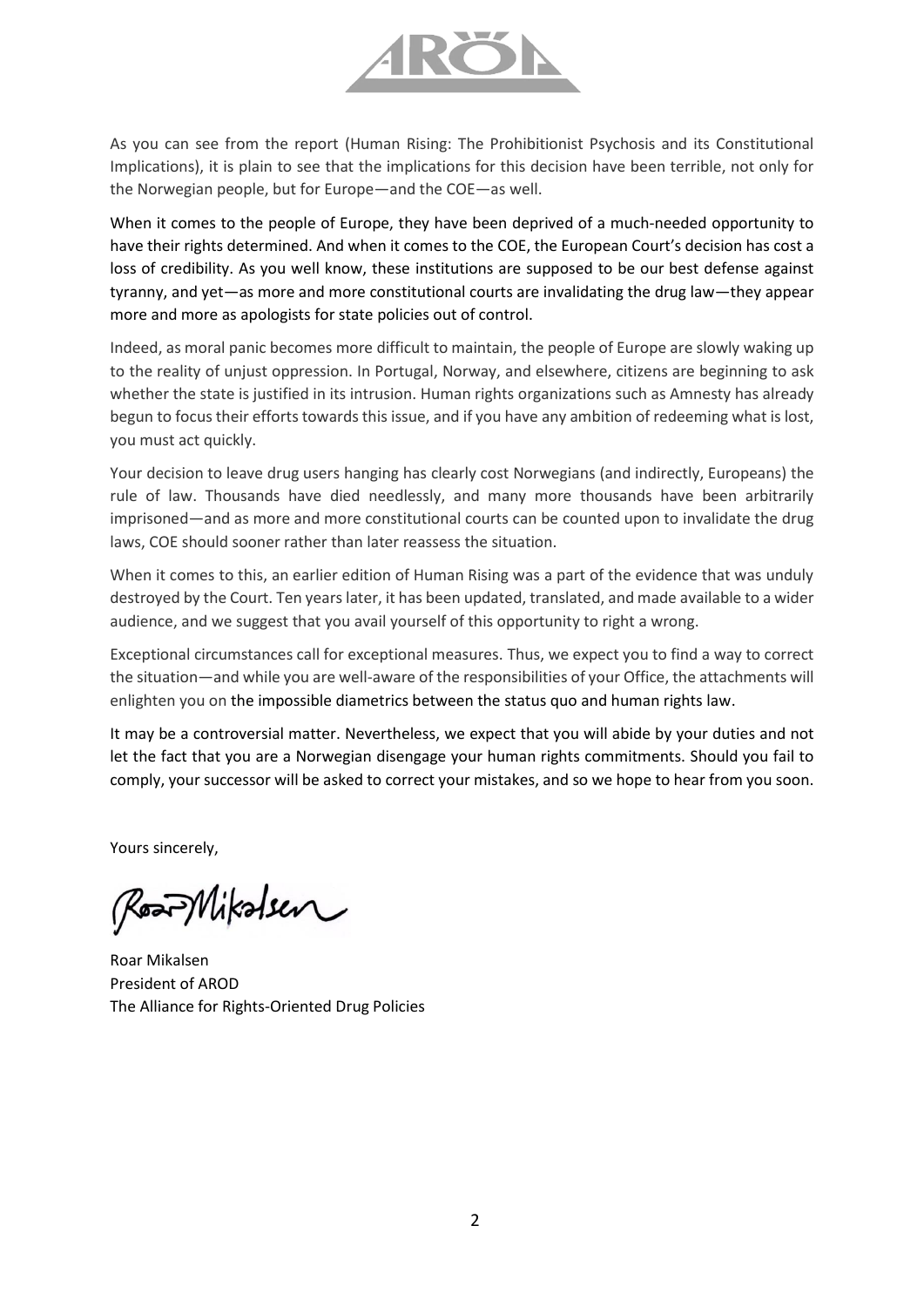As you can see from the report (Human Rising: The Prohibitionist Psychosis and its Constitutional Implications), it is plain to see that the implications for this decision have been terrible, not only for the Norwegian people, but for Europe—and the COE—as well.

When it comes to the people of Europe, they have been deprived of a much-needed opportunity to have their rights determined. And when it comes to the COE, the European Court's decision has cost a loss of credibility. As you well know, these institutions are supposed to be our best defense against tyranny, and yet—as more and more constitutional courts are invalidating the drug law—they appear more and more as apologists for state policies out of control.

Indeed, as moral panic becomes more difficult to maintain, the people of Europe are slowly waking up to the reality of unjust oppression. In Portugal, Norway, and elsewhere, citizens are beginning to ask whether the state is justified in its intrusion. Human rights organizations such as Amnesty has already begun to focus their efforts towards this issue, and if you have any ambition of redeeming what is lost, you must act quickly.

Your decision to leave drug users hanging has clearly cost Norwegians (and indirectly, Europeans) the rule of law. Thousands have died needlessly, and many more thousands have been arbitrarily imprisoned—and as more and more constitutional courts can be counted upon to invalidate the drug laws, COE should sooner rather than later reassess the situation.

When it comes to this, an earlier edition of Human Rising was a part of the evidence that was unduly destroyed by the Court. Ten years later, it has been updated, translated, and made available to a wider audience, and we suggest that you avail yourself of this opportunity to right a wrong.

Exceptional circumstances call for exceptional measures. Thus, we expect you to find a way to correct the situation—and while you are well-aware of the responsibilities of your Office, the attachments will enlighten you on the impossible diametrics between the status quo and human rights law.

It may be a controversial matter. Nevertheless, we expect that you will abide by your duties and not let the fact that you are a Norwegian disengage your human rights commitments. Should you fail to comply, your successor will be asked to correct your mistakes, and so we hope to hear from you soon.

Yours sincerely,

Roar Mikalsen

Roar Mikalsen  
President of AROD  
The Alliance for Rights-Oriented Drug Policies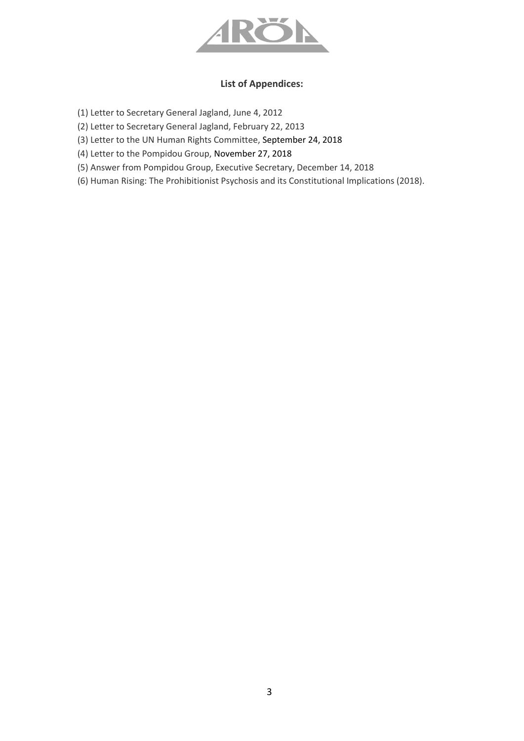## List of Appendices:

(1) Letter to Secretary General Jagland, June 4, 2012

(2) Letter to Secretary General Jagland, February 22, 2013

(3) Letter to the UN Human Rights Committee, September 24, 2018

(4) Letter to the Pompidou Group, November 27, 2018

(5) Answer from Pompidou Group, Executive Secretary, December 14, 2018

(6) Human Rising: The Prohibitionist Psychosis and its Constitutional Implications (2018).